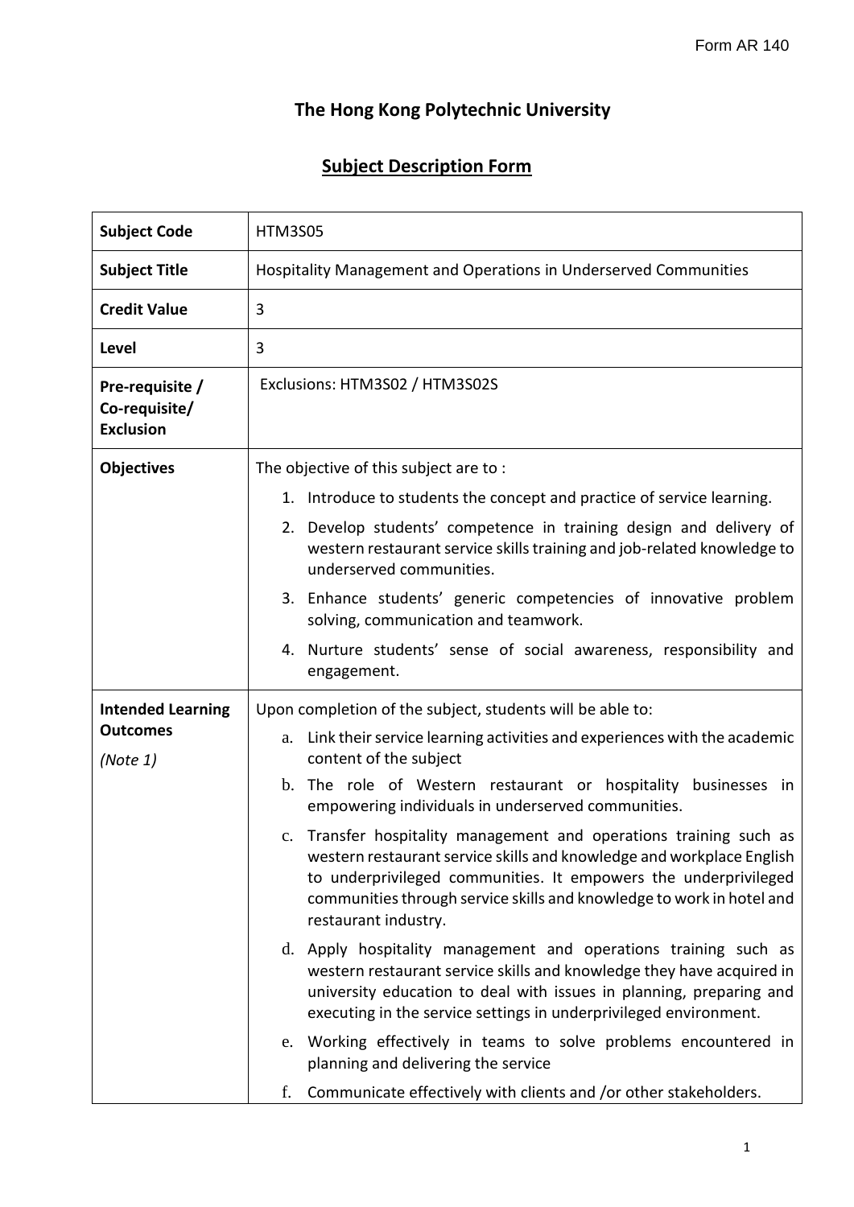# The Hong Kong Polytechnic University

## Subject Description Form

| | |
|---|---|
| **Subject Code** | HTM3S05 |
| **Subject Title** | Hospitality Management and Operations in Underserved Communities |
| **Credit Value** | 3 |
| **Level** | 3 |
| **Pre-requisite / Co-requisite/ Exclusion** | Exclusions: HTM3S02 / HTM3S02S |
| **Objectives** | The objective of this subject are to :<br>1. Introduce to students the concept and practice of service learning.<br>2. Develop students' competence in training design and delivery of western restaurant service skills training and job-related knowledge to underserved communities.<br>3. Enhance students' generic competencies of innovative problem solving, communication and teamwork.<br>4. Nurture students' sense of social awareness, responsibility and engagement. |
| **Intended Learning Outcomes** *(Note 1)* | Upon completion of the subject, students will be able to:<br>a. Link their service learning activities and experiences with the academic content of the subject<br>b. The role of Western restaurant or hospitality businesses in empowering individuals in underserved communities.<br>c. Transfer hospitality management and operations training such as western restaurant service skills and knowledge and workplace English to underprivileged communities. It empowers the underprivileged communities through service skills and knowledge to work in hotel and restaurant industry.<br>d. Apply hospitality management and operations training such as western restaurant service skills and knowledge they have acquired in university education to deal with issues in planning, preparing and executing in the service settings in underprivileged environment.<br>e. Working effectively in teams to solve problems encountered in planning and delivering the service<br>f. Communicate effectively with clients and /or other stakeholders. |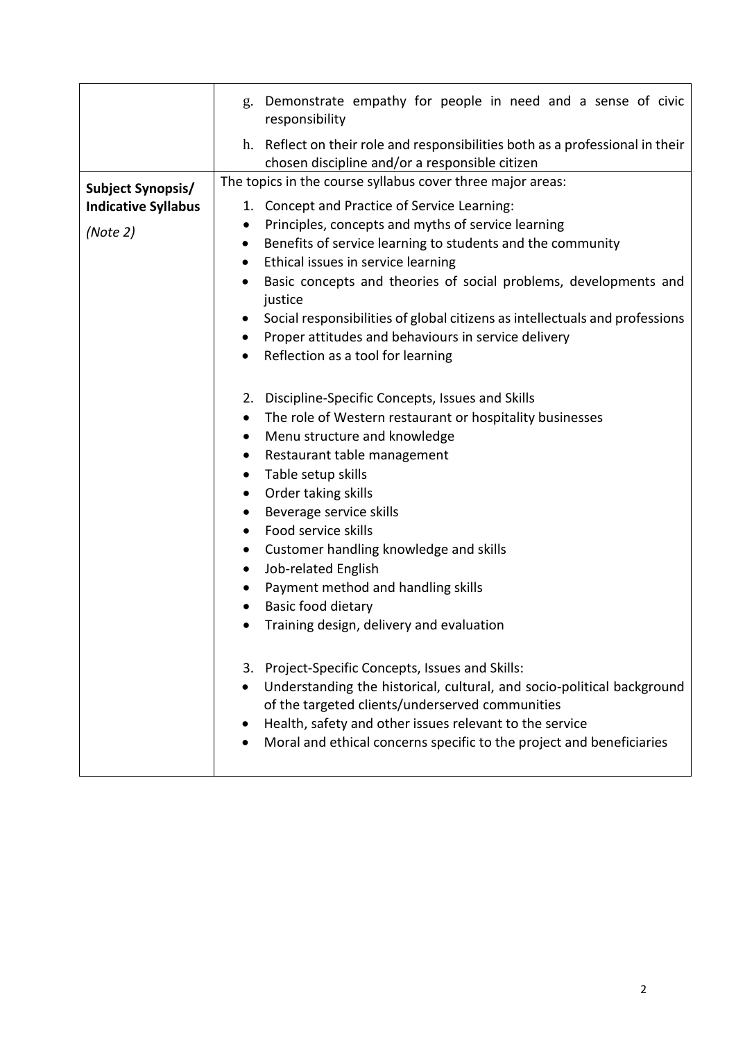| | |
|---|---|
| | g. Demonstrate empathy for people in need and a sense of civic responsibility<br>h. Reflect on their role and responsibilities both as a professional in their chosen discipline and/or a responsible citizen |
| **Subject Synopsis/ Indicative Syllabus**<br>*(Note 2)* | The topics in the course syllabus cover three major areas:<br>1. Concept and Practice of Service Learning:<br>• Principles, concepts and myths of service learning<br>• Benefits of service learning to students and the community<br>• Ethical issues in service learning<br>• Basic concepts and theories of social problems, developments and justice<br>• Social responsibilities of global citizens as intellectuals and professions<br>• Proper attitudes and behaviours in service delivery<br>• Reflection as a tool for learning<br><br>2. Discipline-Specific Concepts, Issues and Skills<br>• The role of Western restaurant or hospitality businesses<br>• Menu structure and knowledge<br>• Restaurant table management<br>• Table setup skills<br>• Order taking skills<br>• Beverage service skills<br>• Food service skills<br>• Customer handling knowledge and skills<br>• Job-related English<br>• Payment method and handling skills<br>• Basic food dietary<br>• Training design, delivery and evaluation<br><br>3. Project-Specific Concepts, Issues and Skills:<br>• Understanding the historical, cultural, and socio-political background of the targeted clients/underserved communities<br>• Health, safety and other issues relevant to the service<br>• Moral and ethical concerns specific to the project and beneficiaries |